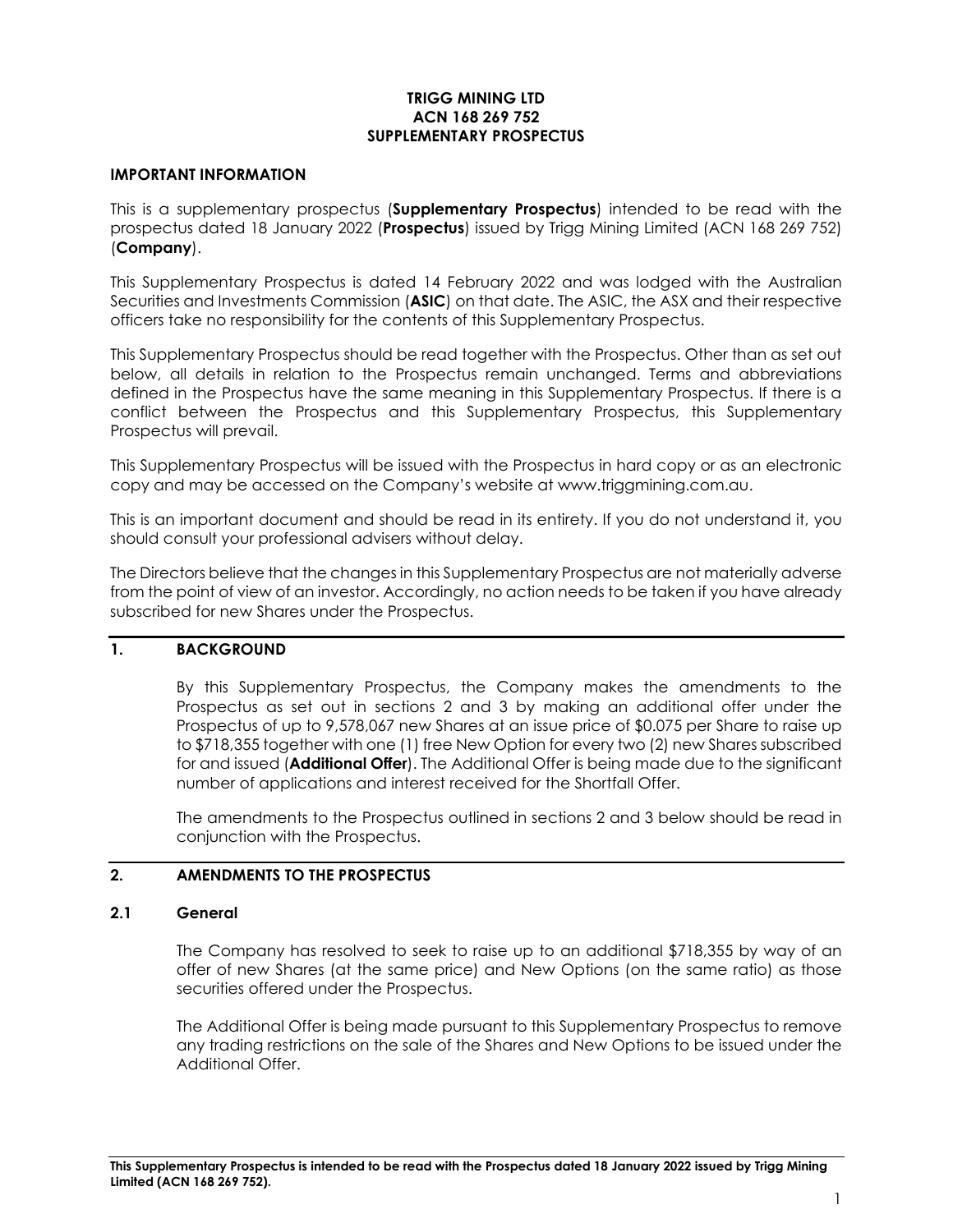**TRIGG MINING LTD**
**ACN 168 269 752**
**SUPPLEMENTARY PROSPECTUS**

## IMPORTANT INFORMATION

This is a supplementary prospectus (**Supplementary Prospectus**) intended to be read with the prospectus dated 18 January 2022 (**Prospectus**) issued by Trigg Mining Limited (ACN 168 269 752) (**Company**).

This Supplementary Prospectus is dated 14 February 2022 and was lodged with the Australian Securities and Investments Commission (**ASIC**) on that date. The ASIC, the ASX and their respective officers take no responsibility for the contents of this Supplementary Prospectus.

This Supplementary Prospectus should be read together with the Prospectus. Other than as set out below, all details in relation to the Prospectus remain unchanged. Terms and abbreviations defined in the Prospectus have the same meaning in this Supplementary Prospectus. If there is a conflict between the Prospectus and this Supplementary Prospectus, this Supplementary Prospectus will prevail.

This Supplementary Prospectus will be issued with the Prospectus in hard copy or as an electronic copy and may be accessed on the Company's website at www.triggmining.com.au.

This is an important document and should be read in its entirety. If you do not understand it, you should consult your professional advisers without delay.

The Directors believe that the changes in this Supplementary Prospectus are not materially adverse from the point of view of an investor. Accordingly, no action needs to be taken if you have already subscribed for new Shares under the Prospectus.

## 1. BACKGROUND

By this Supplementary Prospectus, the Company makes the amendments to the Prospectus as set out in sections 2 and 3 by making an additional offer under the Prospectus of up to 9,578,067 new Shares at an issue price of $0.075 per Share to raise up to $718,355 together with one (1) free New Option for every two (2) new Shares subscribed for and issued (**Additional Offer**). The Additional Offer is being made due to the significant number of applications and interest received for the Shortfall Offer.

The amendments to the Prospectus outlined in sections 2 and 3 below should be read in conjunction with the Prospectus.

## 2. AMENDMENTS TO THE PROSPECTUS

### 2.1 General

The Company has resolved to seek to raise up to an additional $718,355 by way of an offer of new Shares (at the same price) and New Options (on the same ratio) as those securities offered under the Prospectus.

The Additional Offer is being made pursuant to this Supplementary Prospectus to remove any trading restrictions on the sale of the Shares and New Options to be issued under the Additional Offer.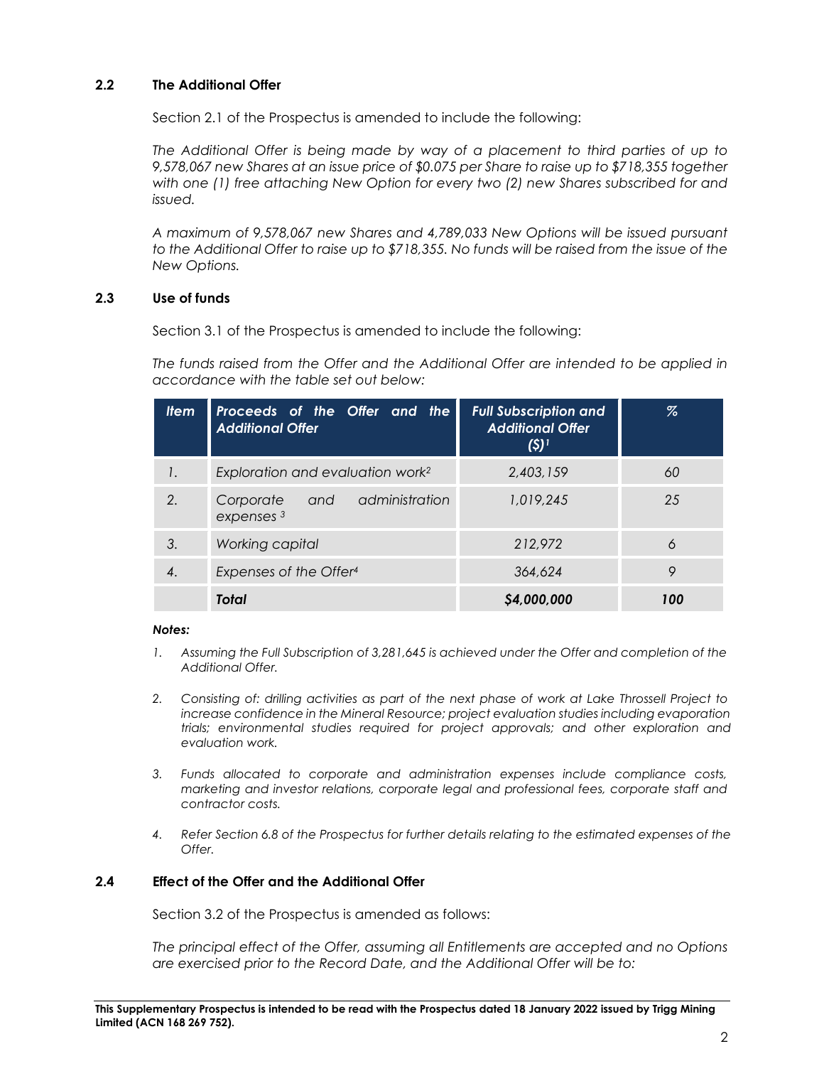### 2.2 The Additional Offer

Section 2.1 of the Prospectus is amended to include the following:

*The Additional Offer is being made by way of a placement to third parties of up to 9,578,067 new Shares at an issue price of $0.075 per Share to raise up to $718,355 together with one (1) free attaching New Option for every two (2) new Shares subscribed for and issued.*

*A maximum of 9,578,067 new Shares and 4,789,033 New Options will be issued pursuant to the Additional Offer to raise up to $718,355. No funds will be raised from the issue of the New Options.*

### 2.3 Use of funds

Section 3.1 of the Prospectus is amended to include the following:

*The funds raised from the Offer and the Additional Offer are intended to be applied in accordance with the table set out below:*

| *Item* | *Proceeds of the Offer and the Additional Offer* | *Full Subscription and Additional Offer ($)[1]* | *%* |
|---|---|---|---|
| *1.* | *Exploration and evaluation work[2]* | *2,403,159* | *60* |
| *2.* | *Corporate and administration expenses [3]* | *1,019,245* | *25* |
| *3.* | *Working capital* | *212,972* | *6* |
| *4.* | *Expenses of the Offer[4]* | *364,624* | *9* |
| | ***Total*** | ***$4,000,000*** | ***100*** |

***Notes:***

1. *Assuming the Full Subscription of 3,281,645 is achieved under the Offer and completion of the Additional Offer.*
2. *Consisting of: drilling activities as part of the next phase of work at Lake Throssell Project to increase confidence in the Mineral Resource; project evaluation studies including evaporation trials; environmental studies required for project approvals; and other exploration and evaluation work.*
3. *Funds allocated to corporate and administration expenses include compliance costs, marketing and investor relations, corporate legal and professional fees, corporate staff and contractor costs.*
4. *Refer Section 6.8 of the Prospectus for further details relating to the estimated expenses of the Offer.*

### 2.4 Effect of the Offer and the Additional Offer

Section 3.2 of the Prospectus is amended as follows:

*The principal effect of the Offer, assuming all Entitlements are accepted and no Options are exercised prior to the Record Date, and the Additional Offer will be to:*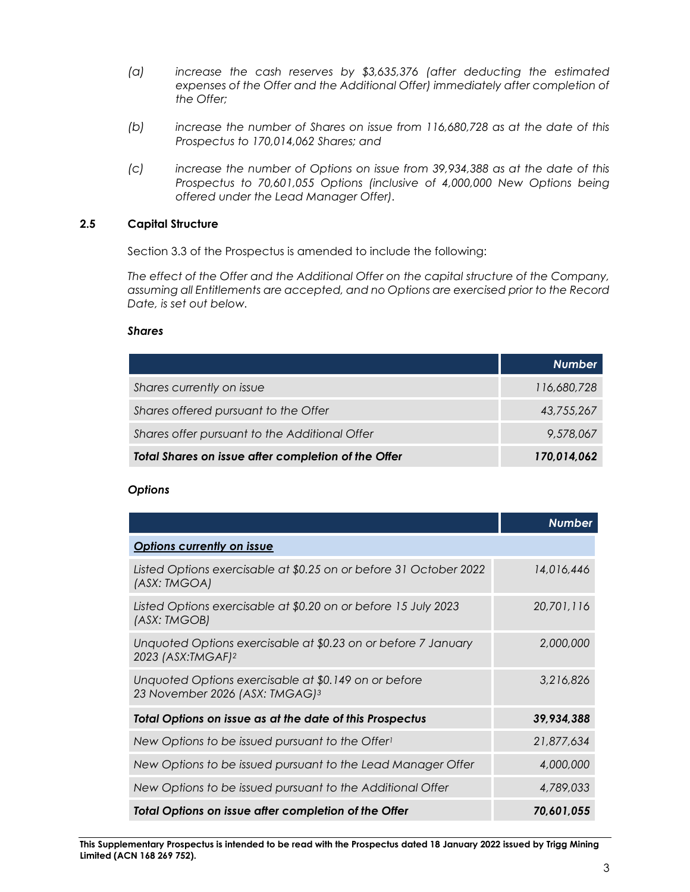*(a) increase the cash reserves by $3,635,376 (after deducting the estimated expenses of the Offer and the Additional Offer) immediately after completion of the Offer;*

*(b) increase the number of Shares on issue from 116,680,728 as at the date of this Prospectus to 170,014,062 Shares; and*

*(c) increase the number of Options on issue from 39,934,388 as at the date of this Prospectus to 70,601,055 Options (inclusive of 4,000,000 New Options being offered under the Lead Manager Offer).*

### 2.5 Capital Structure

Section 3.3 of the Prospectus is amended to include the following:

*The effect of the Offer and the Additional Offer on the capital structure of the Company, assuming all Entitlements are accepted, and no Options are exercised prior to the Record Date, is set out below.*

***Shares***

| | *Number* |
|---|---|
| *Shares currently on issue* | *116,680,728* |
| *Shares offered pursuant to the Offer* | *43,755,267* |
| *Shares offer pursuant to the Additional Offer* | *9,578,067* |
| ***Total Shares on issue after completion of the Offer*** | ***170,014,062*** |

***Options***

| | *Number* |
|---|---|
| ***Options currently on issue*** | |
| *Listed Options exercisable at $0.25 on or before 31 October 2022 (ASX: TMGOA)* | *14,016,446* |
| *Listed Options exercisable at $0.20 on or before 15 July 2023 (ASX: TMGOB)* | *20,701,116* |
| *Unquoted Options exercisable at $0.23 on or before 7 January 2023 (ASX:TMGAF)[2]* | *2,000,000* |
| *Unquoted Options exercisable at $0.149 on or before 23 November 2026 (ASX: TMGAG)[3]* | *3,216,826* |
| ***Total Options on issue as at the date of this Prospectus*** | ***39,934,388*** |
| *New Options to be issued pursuant to the Offer[1]* | *21,877,634* |
| *New Options to be issued pursuant to the Lead Manager Offer* | *4,000,000* |
| *New Options to be issued pursuant to the Additional Offer* | *4,789,033* |
| ***Total Options on issue after completion of the Offer*** | ***70,601,055*** |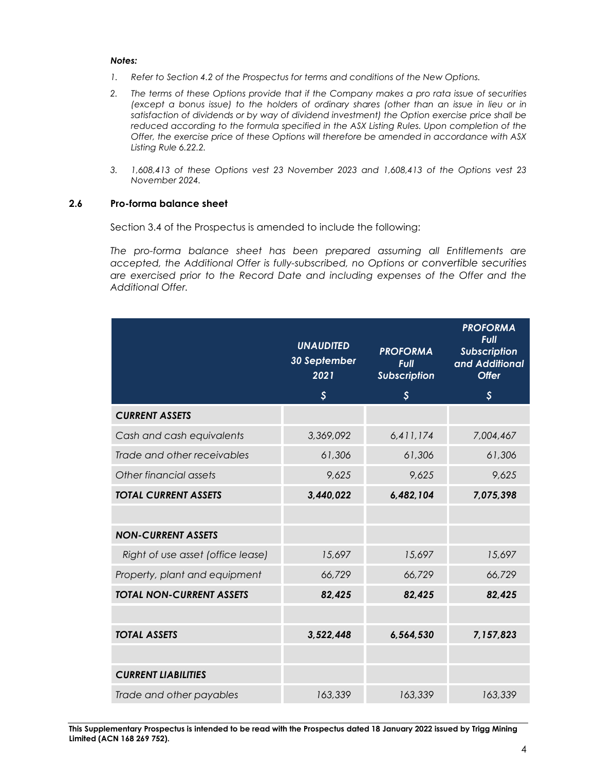***Notes:***

1. *Refer to Section 4.2 of the Prospectus for terms and conditions of the New Options.*
2. *The terms of these Options provide that if the Company makes a pro rata issue of securities (except a bonus issue) to the holders of ordinary shares (other than an issue in lieu or in satisfaction of dividends or by way of dividend investment) the Option exercise price shall be reduced according to the formula specified in the ASX Listing Rules. Upon completion of the Offer, the exercise price of these Options will therefore be amended in accordance with ASX Listing Rule 6.22.2.*
3. *1,608,413 of these Options vest 23 November 2023 and 1,608,413 of the Options vest 23 November 2024.*

## 2.6 Pro-forma balance sheet

Section 3.4 of the Prospectus is amended to include the following:

*The pro-forma balance sheet has been prepared assuming all Entitlements are accepted, the Additional Offer is fully-subscribed, no Options or convertible securities are exercised prior to the Record Date and including expenses of the Offer and the Additional Offer.*

| | ***UNAUDITED 30 September 2021*** <br> ***$*** | ***PROFORMA Full Subscription*** <br> ***$*** | ***PROFORMA Full Subscription and Additional Offer*** <br> ***$*** |
|---|---|---|---|
| ***CURRENT ASSETS*** | | | |
| *Cash and cash equivalents* | *3,369,092* | *6,411,174* | *7,004,467* |
| *Trade and other receivables* | *61,306* | *61,306* | *61,306* |
| *Other financial assets* | *9,625* | *9,625* | *9,625* |
| ***TOTAL CURRENT ASSETS*** | ***3,440,022*** | ***6,482,104*** | ***7,075,398*** |
| | | | |
| ***NON-CURRENT ASSETS*** | | | |
| *Right of use asset (office lease)* | *15,697* | *15,697* | *15,697* |
| *Property, plant and equipment* | *66,729* | *66,729* | *66,729* |
| ***TOTAL NON-CURRENT ASSETS*** | ***82,425*** | ***82,425*** | ***82,425*** |
| | | | |
| ***TOTAL ASSETS*** | ***3,522,448*** | ***6,564,530*** | ***7,157,823*** |
| | | | |
| ***CURRENT LIABILITIES*** | | | |
| *Trade and other payables* | *163,339* | *163,339* | *163,339* |

**This Supplementary Prospectus is intended to be read with the Prospectus dated 18 January 2022 issued by Trigg Mining Limited (ACN 168 269 752).**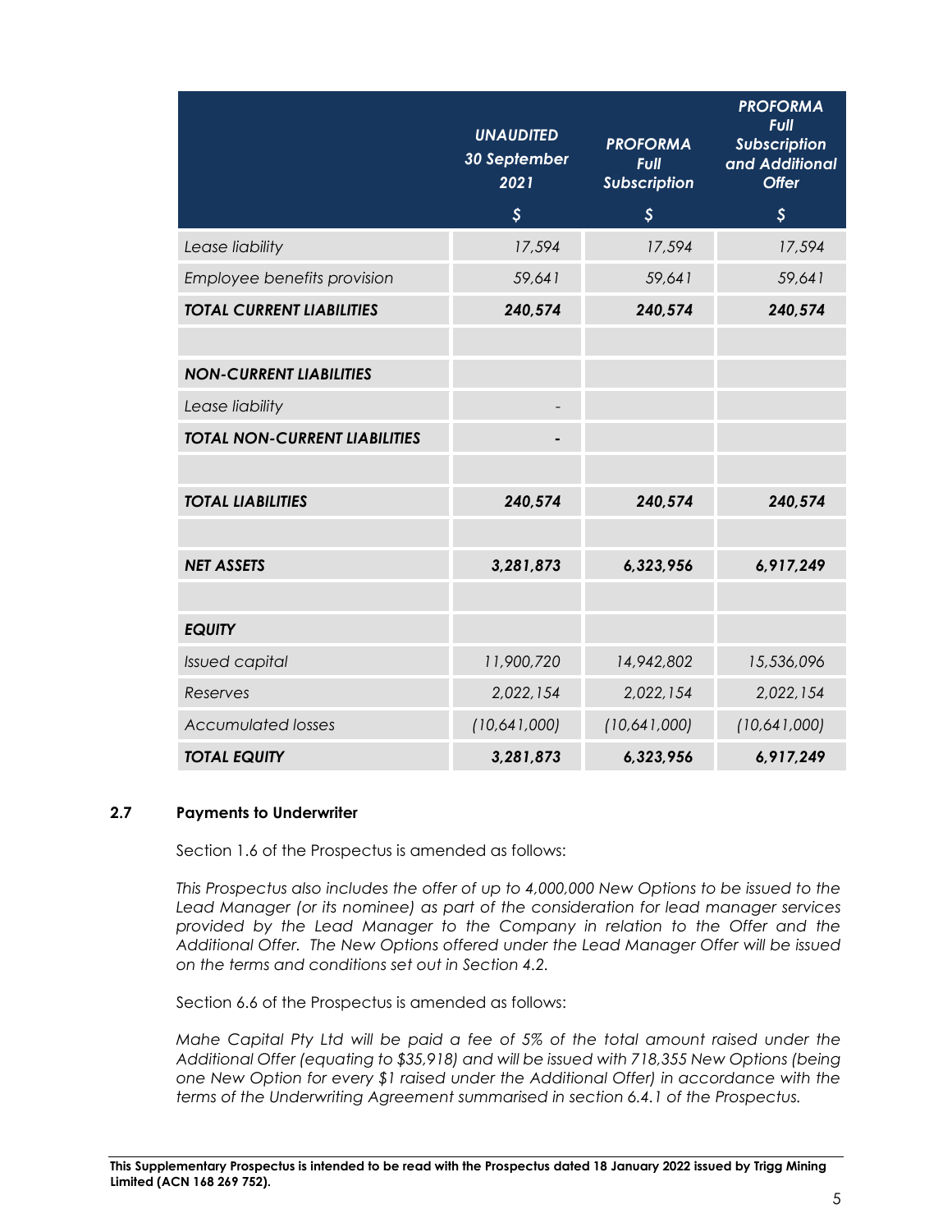| | UNAUDITED 30 September 2021 $ | PROFORMA Full Subscription $ | PROFORMA Full Subscription and Additional Offer $ |
|---|---|---|---|
| *Lease liability* | *17,594* | *17,594* | *17,594* |
| *Employee benefits provision* | *59,641* | *59,641* | *59,641* |
| ***TOTAL CURRENT LIABILITIES*** | ***240,574*** | ***240,574*** | ***240,574*** |
| | | | |
| ***NON-CURRENT LIABILITIES*** | | | |
| *Lease liability* | - | | |
| ***TOTAL NON-CURRENT LIABILITIES*** | **-** | | |
| | | | |
| ***TOTAL LIABILITIES*** | ***240,574*** | ***240,574*** | ***240,574*** |
| | | | |
| ***NET ASSETS*** | ***3,281,873*** | ***6,323,956*** | ***6,917,249*** |
| | | | |
| ***EQUITY*** | | | |
| *Issued capital* | *11,900,720* | *14,942,802* | *15,536,096* |
| *Reserves* | *2,022,154* | *2,022,154* | *2,022,154* |
| *Accumulated losses* | *(10,641,000)* | *(10,641,000)* | *(10,641,000)* |
| ***TOTAL EQUITY*** | ***3,281,873*** | ***6,323,956*** | ***6,917,249*** |

### 2.7 Payments to Underwriter

Section 1.6 of the Prospectus is amended as follows:

*This Prospectus also includes the offer of up to 4,000,000 New Options to be issued to the Lead Manager (or its nominee) as part of the consideration for lead manager services provided by the Lead Manager to the Company in relation to the Offer and the Additional Offer. The New Options offered under the Lead Manager Offer will be issued on the terms and conditions set out in Section 4.2.*

Section 6.6 of the Prospectus is amended as follows:

*Mahe Capital Pty Ltd will be paid a fee of 5% of the total amount raised under the Additional Offer (equating to $35,918) and will be issued with 718,355 New Options (being one New Option for every $1 raised under the Additional Offer) in accordance with the terms of the Underwriting Agreement summarised in section 6.4.1 of the Prospectus.*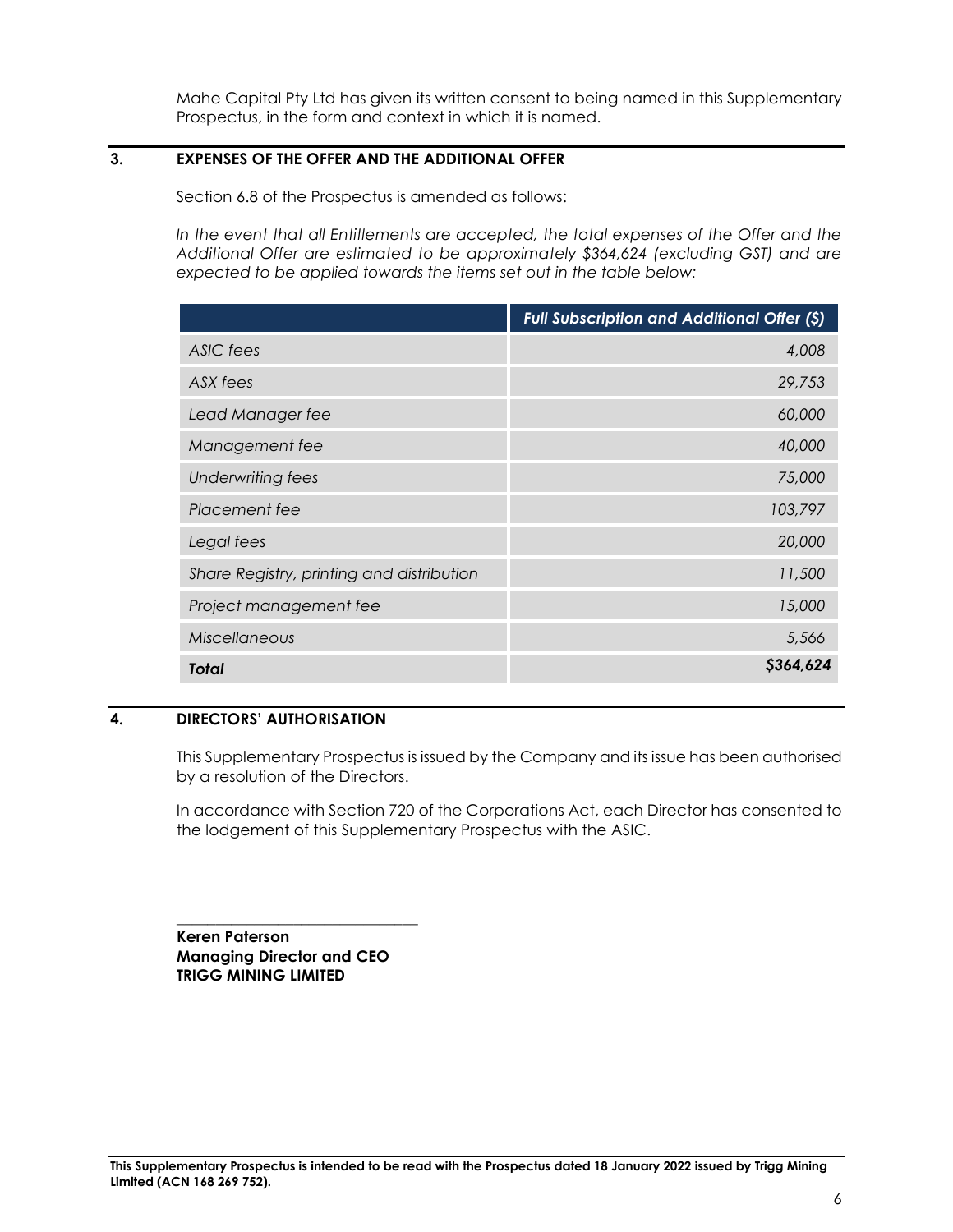Mahe Capital Pty Ltd has given its written consent to being named in this Supplementary Prospectus, in the form and context in which it is named.

## 3. EXPENSES OF THE OFFER AND THE ADDITIONAL OFFER

Section 6.8 of the Prospectus is amended as follows:

*In the event that all Entitlements are accepted, the total expenses of the Offer and the Additional Offer are estimated to be approximately $364,624 (excluding GST) and are expected to be applied towards the items set out in the table below:*

| | ***Full Subscription and Additional Offer ($)*** |
|---|---:|
| *ASIC fees* | *4,008* |
| *ASX fees* | *29,753* |
| *Lead Manager fee* | *60,000* |
| *Management fee* | *40,000* |
| *Underwriting fees* | *75,000* |
| *Placement fee* | *103,797* |
| *Legal fees* | *20,000* |
| *Share Registry, printing and distribution* | *11,500* |
| *Project management fee* | *15,000* |
| *Miscellaneous* | *5,566* |
| ***Total*** | ***$364,624*** |

## 4. DIRECTORS' AUTHORISATION

This Supplementary Prospectus is issued by the Company and its issue has been authorised by a resolution of the Directors.

In accordance with Section 720 of the Corporations Act, each Director has consented to the lodgement of this Supplementary Prospectus with the ASIC.

_______________________________

**Keren Paterson**
**Managing Director and CEO**
**TRIGG MINING LIMITED**